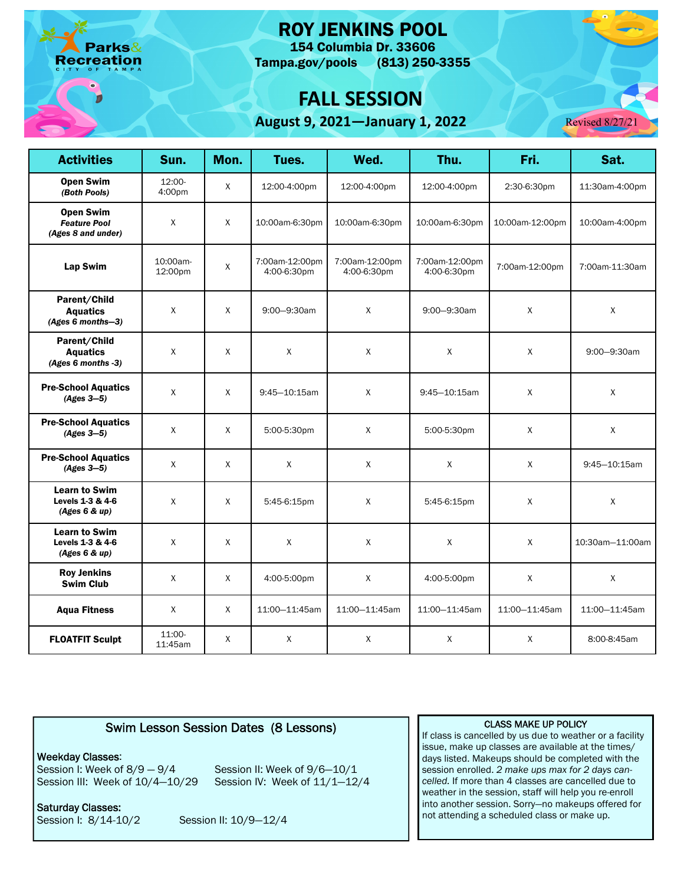Parks & Recreation
CITY OF TAMPA

# ROY JENKINS POOL

**154 Columbia Dr. 33606**

**Tampa.gov/pools (813) 250-3355**

## FALL SESSION

**August 9, 2021—January 1, 2022**

Revised 8/27/21

| Activities | Sun. | Mon. | Tues. | Wed. | Thu. | Fri. | Sat. |
|---|---|---|---|---|---|---|---|
| **Open Swim** ***(Both Pools)*** | 12:00-4:00pm | X | 12:00-4:00pm | 12:00-4:00pm | 12:00-4:00pm | 2:30-6:30pm | 11:30am-4:00pm |
| **Open Swim** ***Feature Pool*** ***(Ages 8 and under)*** | X | X | 10:00am-6:30pm | 10:00am-6:30pm | 10:00am-6:30pm | 10:00am-12:00pm | 10:00am-4:00pm |
| **Lap Swim** | 10:00am-12:00pm | X | 7:00am-12:00pm 4:00-6:30pm | 7:00am-12:00pm 4:00-6:30pm | 7:00am-12:00pm 4:00-6:30pm | 7:00am-12:00pm | 7:00am-11:30am |
| **Parent/Child Aquatics** ***(Ages 6 months—3)*** | X | X | 9:00—9:30am | X | 9:00—9:30am | X | X |
| **Parent/Child Aquatics** ***(Ages 6 months -3)*** | X | X | X | X | X | X | 9:00—9:30am |
| **Pre-School Aquatics** ***(Ages 3—5)*** | X | X | 9:45—10:15am | X | 9:45—10:15am | X | X |
| **Pre-School Aquatics** ***(Ages 3—5)*** | X | X | 5:00-5:30pm | X | 5:00-5:30pm | X | X |
| **Pre-School Aquatics** ***(Ages 3—5)*** | X | X | X | X | X | X | 9:45—10:15am |
| **Learn to Swim** **Levels 1-3 & 4-6** ***(Ages 6 & up)*** | X | X | 5:45-6:15pm | X | 5:45-6:15pm | X | X |
| **Learn to Swim** **Levels 1-3 & 4-6** ***(Ages 6 & up)*** | X | X | X | X | X | X | 10:30am—11:00am |
| **Roy Jenkins Swim Club** | X | X | 4:00-5:00pm | X | 4:00-5:00pm | X | X |
| **Aqua Fitness** | X | X | 11:00—11:45am | 11:00—11:45am | 11:00—11:45am | 11:00—11:45am | 11:00—11:45am |
| **FLOATFIT Sculpt** | 11:00-11:45am | X | X | X | X | X | 8:00-8:45am |

### Swim Lesson Session Dates (8 Lessons)

**Weekday Classes:**

Session I: Week of 8/9 — 9/4
Session II: Week of 9/6—10/1
Session III: Week of 10/4—10/29
Session IV: Week of 11/1—12/4

**Saturday Classes:**

Session I: 8/14-10/2
Session II: 10/9—12/4

### CLASS MAKE UP POLICY

If class is cancelled by us due to weather or a facility issue, make up classes are available at the times/days listed. Makeups should be completed with the session enrolled. *2 make ups max for 2 days cancelled.* If more than 4 classes are cancelled due to weather in the session, staff will help you re-enroll into another session. Sorry—no makeups offered for not attending a scheduled class or make up.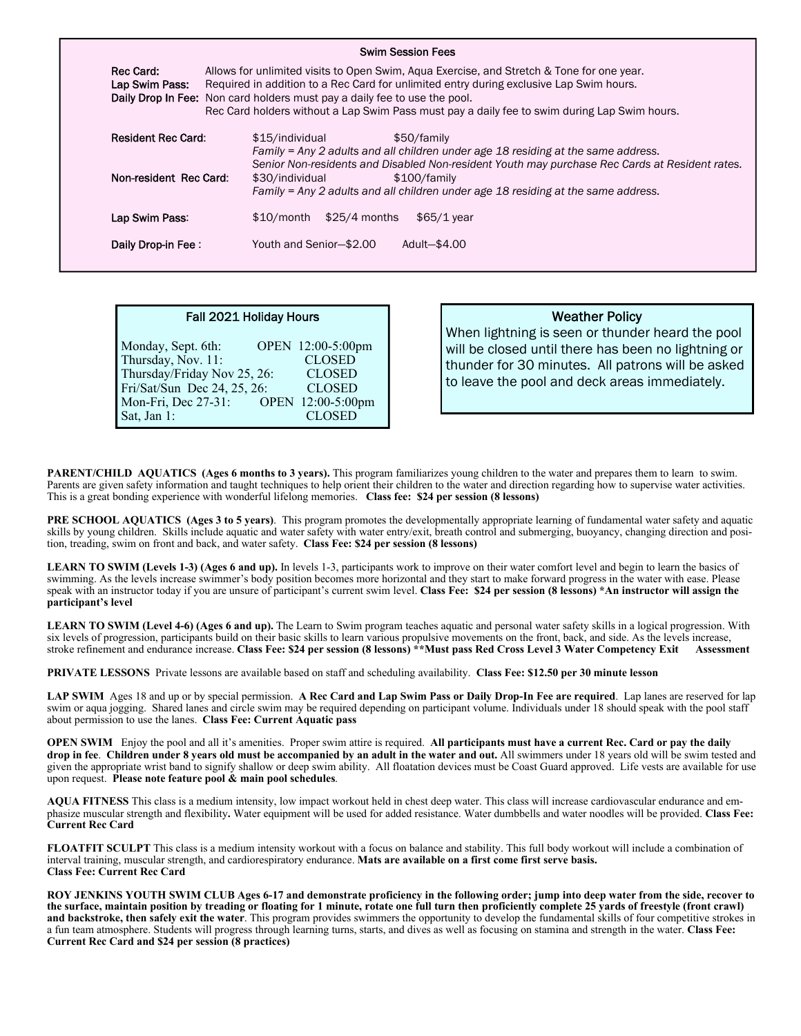## Swim Session Fees

**Rec Card:** Allows for unlimited visits to Open Swim, Aqua Exercise, and Stretch & Tone for one year.
**Lap Swim Pass:** Required in addition to a Rec Card for unlimited entry during exclusive Lap Swim hours.
**Daily Drop In Fee:** Non card holders must pay a daily fee to use the pool.
Rec Card holders without a Lap Swim Pass must pay a daily fee to swim during Lap Swim hours.

**Resident Rec Card:** $15/individual $50/family
*Family = Any 2 adults and all children under age 18 residing at the same address.*
*Senior Non-residents and Disabled Non-resident Youth may purchase Rec Cards at Resident rates.*

**Non-resident Rec Card:** $30/individual $100/family
*Family = Any 2 adults and all children under age 18 residing at the same address.*

**Lap Swim Pass:** $10/month $25/4 months $65/1 year

**Daily Drop-in Fee :** Youth and Senior—$2.00 Adult—$4.00

## Fall 2021 Holiday Hours

| | |
|---|---|
| Monday, Sept. 6th: | OPEN 12:00-5:00pm |
| Thursday, Nov. 11: | CLOSED |
| Thursday/Friday Nov 25, 26: | CLOSED |
| Fri/Sat/Sun Dec 24, 25, 26: | CLOSED |
| Mon-Fri, Dec 27-31: | OPEN 12:00-5:00pm |
| Sat, Jan 1: | CLOSED |

## Weather Policy

When lightning is seen or thunder heard the pool will be closed until there has been no lightning or thunder for 30 minutes. All patrons will be asked to leave the pool and deck areas immediately.

**PARENT/CHILD AQUATICS (Ages 6 months to 3 years).** This program familiarizes young children to the water and prepares them to learn to swim. Parents are given safety information and taught techniques to help orient their children to the water and direction regarding how to supervise water activities. This is a great bonding experience with wonderful lifelong memories. **Class fee: $24 per session (8 lessons)**

**PRE SCHOOL AQUATICS (Ages 3 to 5 years)**. This program promotes the developmentally appropriate learning of fundamental water safety and aquatic skills by young children. Skills include aquatic and water safety with water entry/exit, breath control and submerging, buoyancy, changing direction and position, treading, swim on front and back, and water safety. **Class Fee: $24 per session (8 lessons)**

**LEARN TO SWIM (Levels 1-3) (Ages 6 and up).** In levels 1-3, participants work to improve on their water comfort level and begin to learn the basics of swimming. As the levels increase swimmer's body position becomes more horizontal and they start to make forward progress in the water with ease. Please speak with an instructor today if you are unsure of participant's current swim level. **Class Fee: $24 per session (8 lessons) *An instructor will assign the participant's level**

**LEARN TO SWIM (Level 4-6) (Ages 6 and up).** The Learn to Swim program teaches aquatic and personal water safety skills in a logical progression. With six levels of progression, participants build on their basic skills to learn various propulsive movements on the front, back, and side. As the levels increase, stroke refinement and endurance increase. **Class Fee: $24 per session (8 lessons) **Must pass Red Cross Level 3 Water Competency Exit Assessment**

**PRIVATE LESSONS** Private lessons are available based on staff and scheduling availability. **Class Fee: $12.50 per 30 minute lesson**

**LAP SWIM** Ages 18 and up or by special permission. **A Rec Card and Lap Swim Pass or Daily Drop-In Fee are required**. Lap lanes are reserved for lap swim or aqua jogging. Shared lanes and circle swim may be required depending on participant volume. Individuals under 18 should speak with the pool staff about permission to use the lanes. **Class Fee: Current Aquatic pass**

**OPEN SWIM** Enjoy the pool and all it's amenities. Proper swim attire is required. **All participants must have a current Rec. Card or pay the daily drop in fee**. **Children under 8 years old must be accompanied by an adult in the water and out.** All swimmers under 18 years old will be swim tested and given the appropriate wrist band to signify shallow or deep swim ability. All floatation devices must be Coast Guard approved. Life vests are available for use upon request. **Please note feature pool & main pool schedules**.

**AQUA FITNESS** This class is a medium intensity, low impact workout held in chest deep water. This class will increase cardiovascular endurance and emphasize muscular strength and flexibility**.** Water equipment will be used for added resistance. Water dumbbells and water noodles will be provided. **Class Fee: Current Rec Card**

**FLOATFIT SCULPT** This class is a medium intensity workout with a focus on balance and stability. This full body workout will include a combination of interval training, muscular strength, and cardiorespiratory endurance. **Mats are available on a first come first serve basis.**
**Class Fee: Current Rec Card**

**ROY JENKINS YOUTH SWIM CLUB Ages 6-17 and demonstrate proficiency in the following order; jump into deep water from the side, recover to the surface, maintain position by treading or floating for 1 minute, rotate one full turn then proficiently complete 25 yards of freestyle (front crawl) and backstroke, then safely exit the water**. This program provides swimmers the opportunity to develop the fundamental skills of four competitive strokes in a fun team atmosphere. Students will progress through learning turns, starts, and dives as well as focusing on stamina and strength in the water. **Class Fee: Current Rec Card and $24 per session (8 practices)**